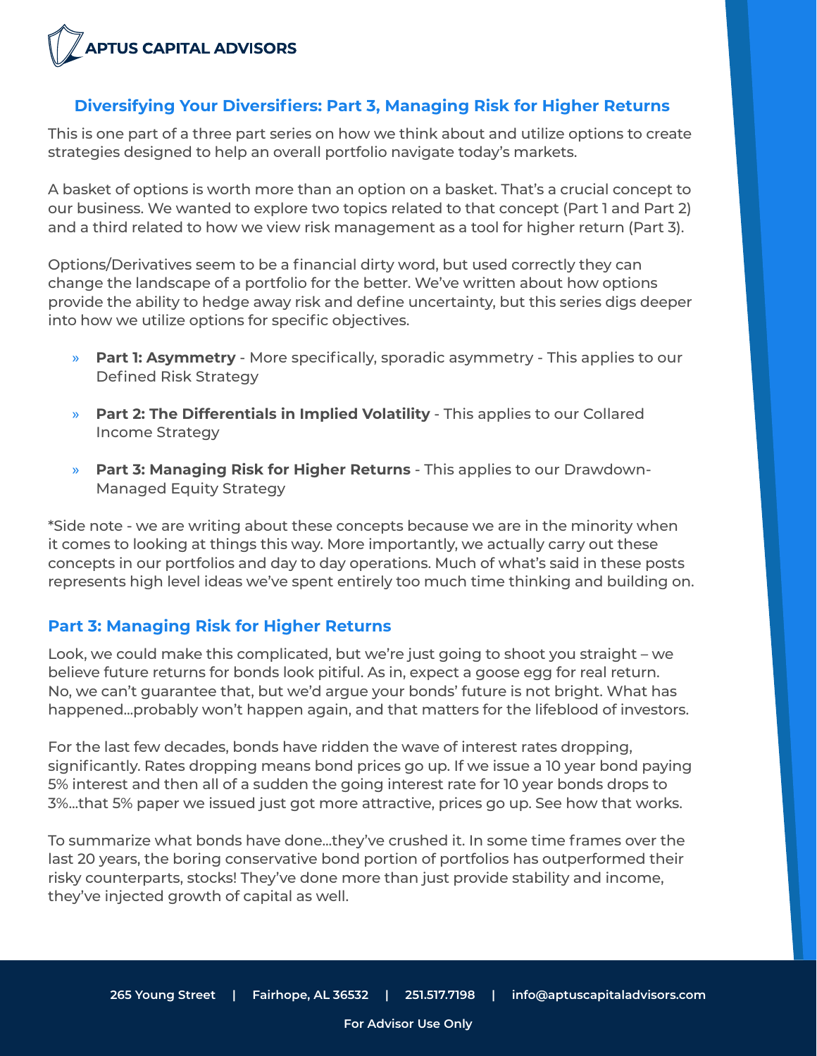## Diversifying Your Diversifiers: Part 3, Managing Risk for Higher Returns

This is one part of a three part series on how we think about and utilize options to create strategies designed to help an overall portfolio navigate today's markets.

A basket of options is worth more than an option on a basket. That's a crucial concept to our business. We wanted to explore two topics related to that concept (Part 1 and Part 2) and a third related to how we view risk management as a tool for higher return (Part 3).

Options/Derivatives seem to be a financial dirty word, but used correctly they can change the landscape of a portfolio for the better. We've written about how options provide the ability to hedge away risk and define uncertainty, but this series digs deeper into how we utilize options for specific objectives.

- **Part 1: Asymmetry** - More specifically, sporadic asymmetry - This applies to our Defined Risk Strategy
- **Part 2: The Differentials in Implied Volatility** - This applies to our Collared Income Strategy
- **Part 3: Managing Risk for Higher Returns** - This applies to our Drawdown-Managed Equity Strategy

*Side note - we are writing about these concepts because we are in the minority when it comes to looking at things this way. More importantly, we actually carry out these concepts in our portfolios and day to day operations. Much of what's said in these posts represents high level ideas we've spent entirely too much time thinking and building on.

### Part 3: Managing Risk for Higher Returns

Look, we could make this complicated, but we're just going to shoot you straight – we believe future returns for bonds look pitiful. As in, expect a goose egg for real return. No, we can't guarantee that, but we'd argue your bonds' future is not bright. What has happened...probably won't happen again, and that matters for the lifeblood of investors.

For the last few decades, bonds have ridden the wave of interest rates dropping, significantly. Rates dropping means bond prices go up. If we issue a 10 year bond paying 5% interest and then all of a sudden the going interest rate for 10 year bonds drops to 3%...that 5% paper we issued just got more attractive, prices go up. See how that works.

To summarize what bonds have done...they've crushed it. In some time frames over the last 20 years, the boring conservative bond portion of portfolios has outperformed their risky counterparts, stocks! They've done more than just provide stability and income, they've injected growth of capital as well.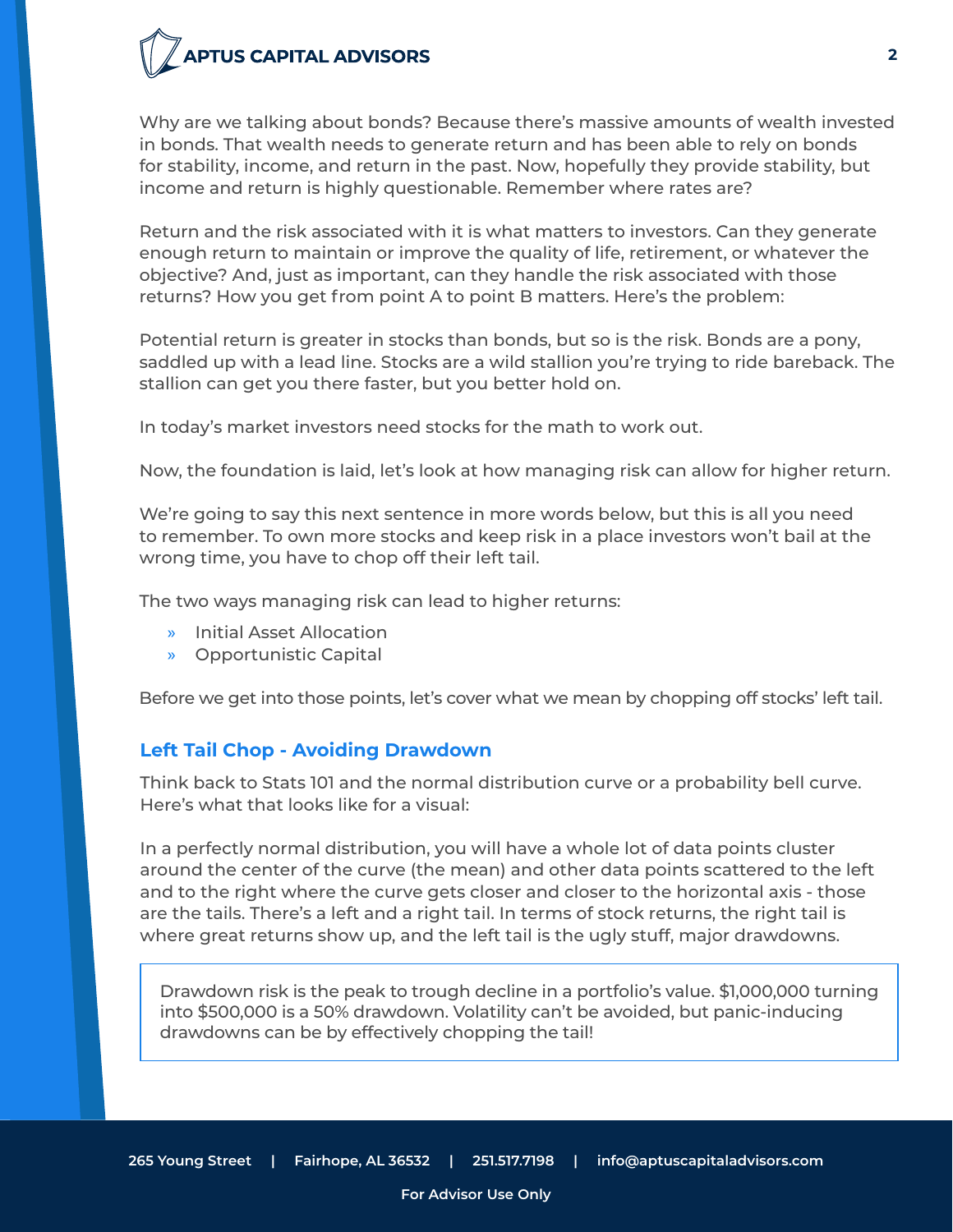Why are we talking about bonds? Because there's massive amounts of wealth invested in bonds. That wealth needs to generate return and has been able to rely on bonds for stability, income, and return in the past. Now, hopefully they provide stability, but income and return is highly questionable. Remember where rates are?

Return and the risk associated with it is what matters to investors. Can they generate enough return to maintain or improve the quality of life, retirement, or whatever the objective? And, just as important, can they handle the risk associated with those returns? How you get from point A to point B matters. Here's the problem:

Potential return is greater in stocks than bonds, but so is the risk. Bonds are a pony, saddled up with a lead line. Stocks are a wild stallion you're trying to ride bareback. The stallion can get you there faster, but you better hold on.

In today's market investors need stocks for the math to work out.

Now, the foundation is laid, let's look at how managing risk can allow for higher return.

We're going to say this next sentence in more words below, but this is all you need to remember. To own more stocks and keep risk in a place investors won't bail at the wrong time, you have to chop off their left tail.

The two ways managing risk can lead to higher returns:

- Initial Asset Allocation
- Opportunistic Capital

Before we get into those points, let's cover what we mean by chopping off stocks' left tail.

## Left Tail Chop - Avoiding Drawdown

Think back to Stats 101 and the normal distribution curve or a probability bell curve. Here's what that looks like for a visual:

In a perfectly normal distribution, you will have a whole lot of data points cluster around the center of the curve (the mean) and other data points scattered to the left and to the right where the curve gets closer and closer to the horizontal axis - those are the tails. There's a left and a right tail. In terms of stock returns, the right tail is where great returns show up, and the left tail is the ugly stuff, major drawdowns.

> Drawdown risk is the peak to trough decline in a portfolio's value. $1,000,000 turning into $500,000 is a 50% drawdown. Volatility can't be avoided, but panic-inducing drawdowns can be by effectively chopping the tail!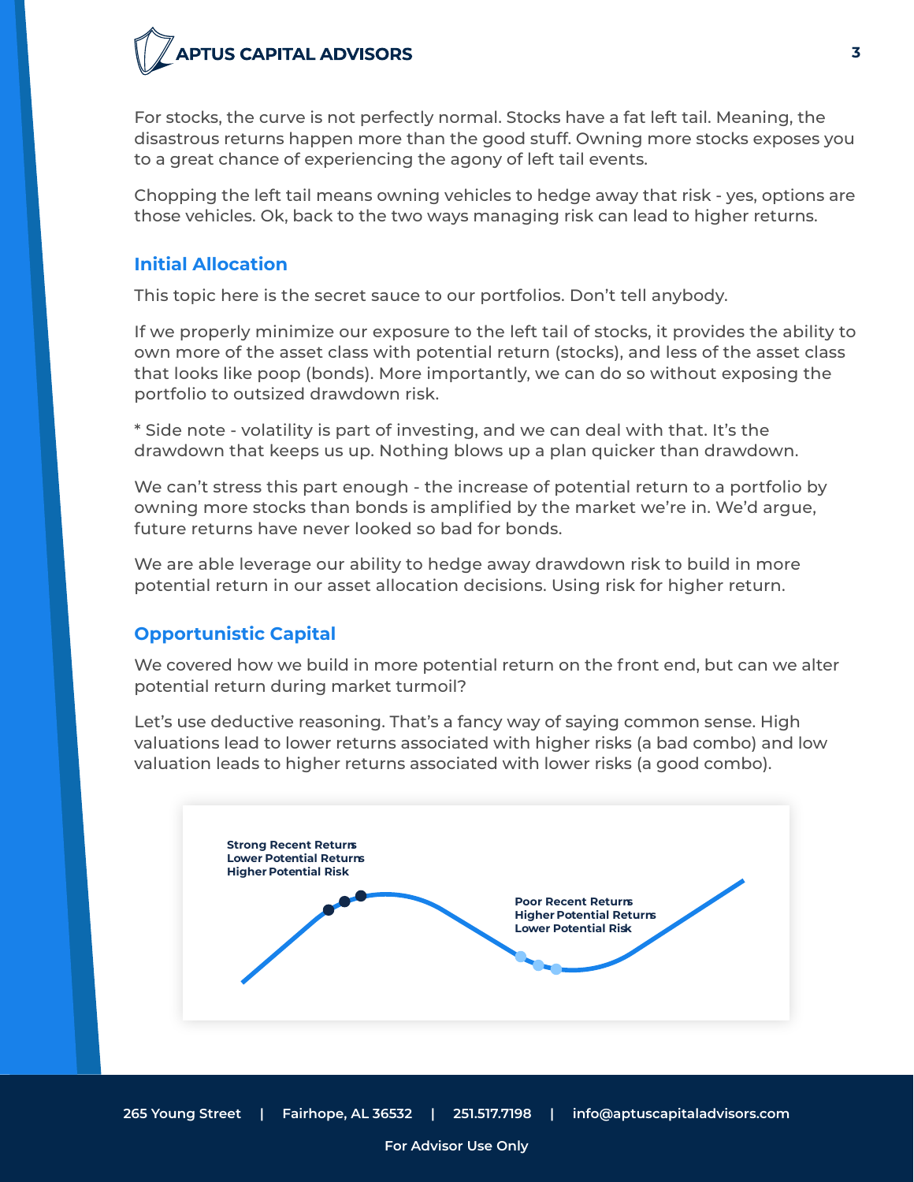For stocks, the curve is not perfectly normal. Stocks have a fat left tail. Meaning, the disastrous returns happen more than the good stuff. Owning more stocks exposes you to a great chance of experiencing the agony of left tail events.

Chopping the left tail means owning vehicles to hedge away that risk - yes, options are those vehicles. Ok, back to the two ways managing risk can lead to higher returns.

### Initial Allocation

This topic here is the secret sauce to our portfolios. Don't tell anybody.

If we properly minimize our exposure to the left tail of stocks, it provides the ability to own more of the asset class with potential return (stocks), and less of the asset class that looks like poop (bonds). More importantly, we can do so without exposing the portfolio to outsized drawdown risk.

* Side note - volatility is part of investing, and we can deal with that. It's the drawdown that keeps us up. Nothing blows up a plan quicker than drawdown.

We can't stress this part enough - the increase of potential return to a portfolio by owning more stocks than bonds is amplified by the market we're in. We'd argue, future returns have never looked so bad for bonds.

We are able leverage our ability to hedge away drawdown risk to build in more potential return in our asset allocation decisions. Using risk for higher return.

### Opportunistic Capital

We covered how we build in more potential return on the front end, but can we alter potential return during market turmoil?

Let's use deductive reasoning. That's a fancy way of saying common sense. High valuations lead to lower returns associated with higher risks (a bad combo) and low valuation leads to higher returns associated with lower risks (a good combo).

Strong Recent Returns
Lower Potential Returns
Higher Potential Risk

Poor Recent Returns
Higher Potential Returns
Lower Potential Risk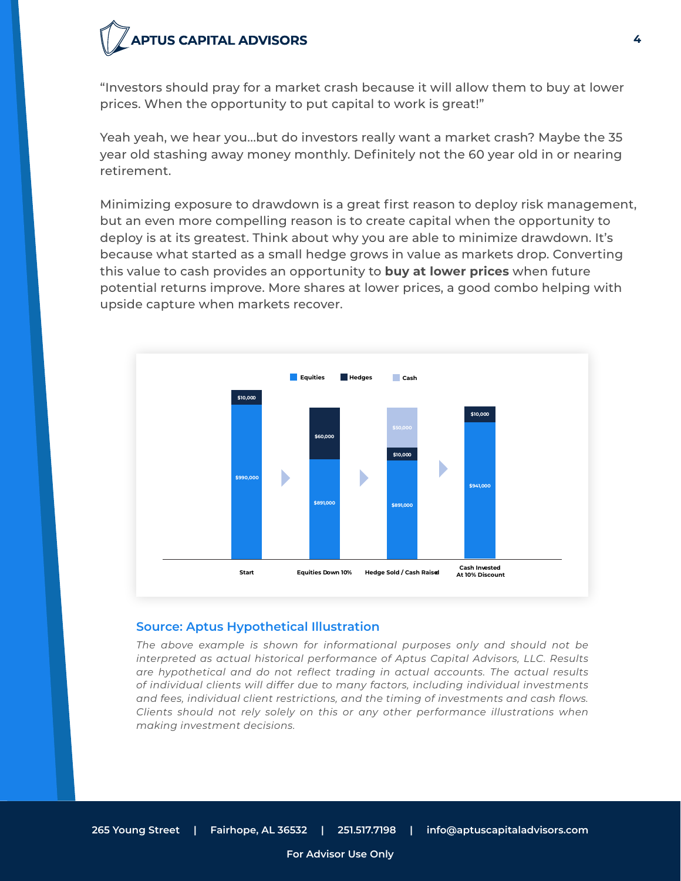"Investors should pray for a market crash because it will allow them to buy at lower prices. When the opportunity to put capital to work is great!"

Yeah yeah, we hear you…but do investors really want a market crash? Maybe the 35 year old stashing away money monthly. Definitely not the 60 year old in or nearing retirement.

Minimizing exposure to drawdown is a great first reason to deploy risk management, but an even more compelling reason is to create capital when the opportunity to deploy is at its greatest. Think about why you are able to minimize drawdown. It's because what started as a small hedge grows in value as markets drop. Converting this value to cash provides an opportunity to **buy at lower prices** when future potential returns improve. More shares at lower prices, a good combo helping with upside capture when markets recover.

| | Start | Equities Down 10% | Hedge Sold / Cash Raised | Cash Invested At 10% Discount |
|---|---|---|---|---|
| Equities | $990,000 | $891,000 | $891,000 | $941,000 |
| Hedges | $10,000 | $60,000 | $10,000 | $10,000 |
| Cash | | | $50,000 | |

## Source: Aptus Hypothetical Illustration

*The above example is shown for informational purposes only and should not be interpreted as actual historical performance of Aptus Capital Advisors, LLC. Results are hypothetical and do not reflect trading in actual accounts. The actual results of individual clients will differ due to many factors, including individual investments and fees, individual client restrictions, and the timing of investments and cash flows. Clients should not rely solely on this or any other performance illustrations when making investment decisions.*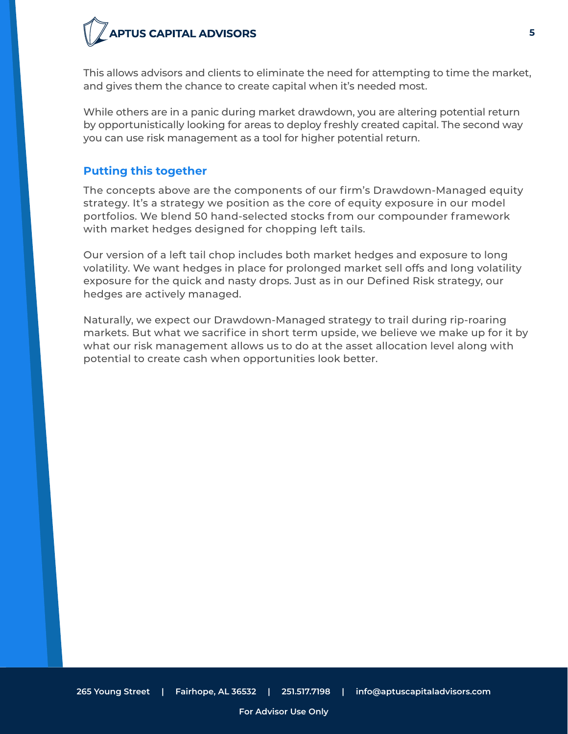This allows advisors and clients to eliminate the need for attempting to time the market, and gives them the chance to create capital when it's needed most.

While others are in a panic during market drawdown, you are altering potential return by opportunistically looking for areas to deploy freshly created capital. The second way you can use risk management as a tool for higher potential return.

## Putting this together

The concepts above are the components of our firm's Drawdown-Managed equity strategy. It's a strategy we position as the core of equity exposure in our model portfolios. We blend 50 hand-selected stocks from our compounder framework with market hedges designed for chopping left tails.

Our version of a left tail chop includes both market hedges and exposure to long volatility. We want hedges in place for prolonged market sell offs and long volatility exposure for the quick and nasty drops. Just as in our Defined Risk strategy, our hedges are actively managed.

Naturally, we expect our Drawdown-Managed strategy to trail during rip-roaring markets. But what we sacrifice in short term upside, we believe we make up for it by what our risk management allows us to do at the asset allocation level along with potential to create cash when opportunities look better.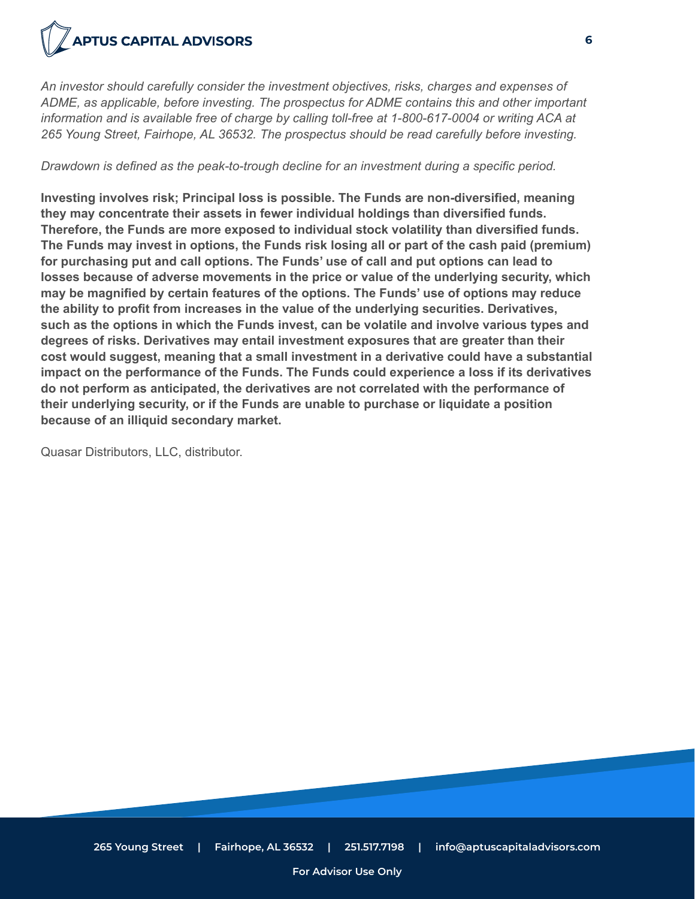*An investor should carefully consider the investment objectives, risks, charges and expenses of ADME, as applicable, before investing. The prospectus for ADME contains this and other important information and is available free of charge by calling toll-free at 1-800-617-0004 or writing ACA at 265 Young Street, Fairhope, AL 36532. The prospectus should be read carefully before investing.*

*Drawdown is defined as the peak-to-trough decline for an investment during a specific period.*

**Investing involves risk; Principal loss is possible. The Funds are non-diversified, meaning they may concentrate their assets in fewer individual holdings than diversified funds. Therefore, the Funds are more exposed to individual stock volatility than diversified funds. The Funds may invest in options, the Funds risk losing all or part of the cash paid (premium) for purchasing put and call options. The Funds' use of call and put options can lead to losses because of adverse movements in the price or value of the underlying security, which may be magnified by certain features of the options. The Funds' use of options may reduce the ability to profit from increases in the value of the underlying securities. Derivatives, such as the options in which the Funds invest, can be volatile and involve various types and degrees of risks. Derivatives may entail investment exposures that are greater than their cost would suggest, meaning that a small investment in a derivative could have a substantial impact on the performance of the Funds. The Funds could experience a loss if its derivatives do not perform as anticipated, the derivatives are not correlated with the performance of their underlying security, or if the Funds are unable to purchase or liquidate a position because of an illiquid secondary market.**

Quasar Distributors, LLC, distributor.